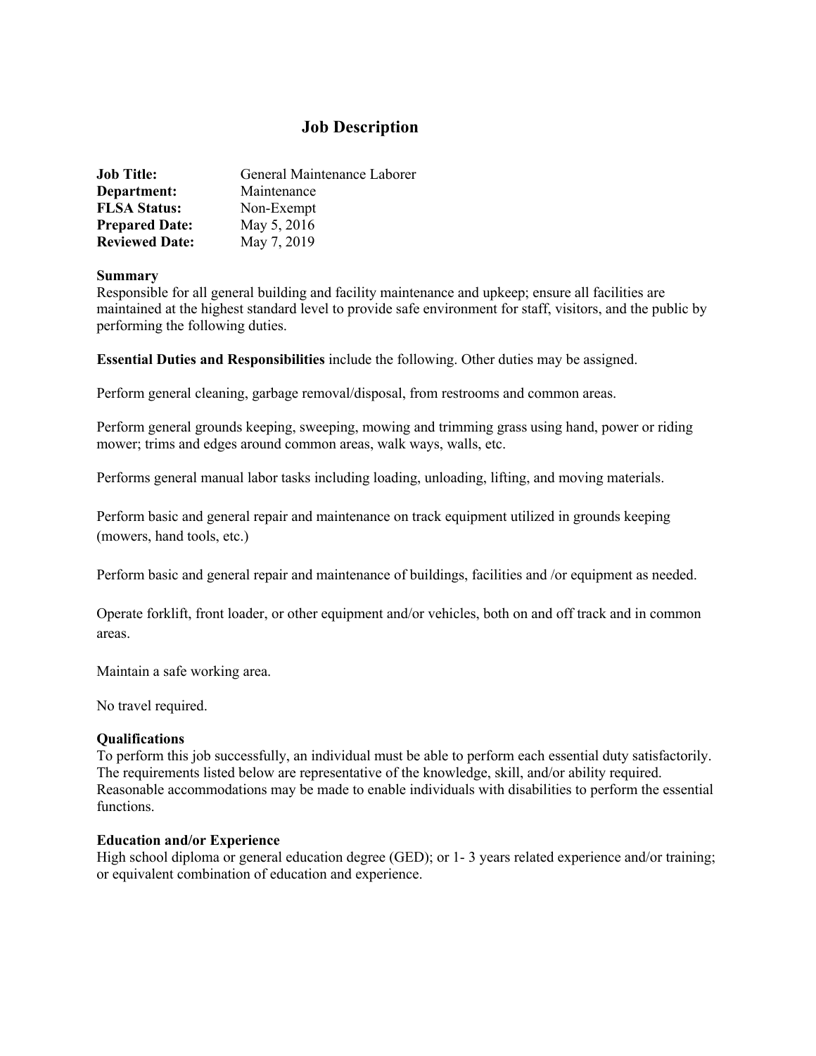# Job Description

**Job Title:** General Maintenance Laborer
**Department:** Maintenance
**FLSA Status:** Non-Exempt
**Prepared Date:** May 5, 2016
**Reviewed Date:** May 7, 2019

**Summary**
Responsible for all general building and facility maintenance and upkeep; ensure all facilities are maintained at the highest standard level to provide safe environment for staff, visitors, and the public by performing the following duties.

**Essential Duties and Responsibilities** include the following. Other duties may be assigned.

Perform general cleaning, garbage removal/disposal, from restrooms and common areas.

Perform general grounds keeping, sweeping, mowing and trimming grass using hand, power or riding mower; trims and edges around common areas, walk ways, walls, etc.

Performs general manual labor tasks including loading, unloading, lifting, and moving materials.

Perform basic and general repair and maintenance on track equipment utilized in grounds keeping (mowers, hand tools, etc.)

Perform basic and general repair and maintenance of buildings, facilities and /or equipment as needed.

Operate forklift, front loader, or other equipment and/or vehicles, both on and off track and in common areas.

Maintain a safe working area.

No travel required.

**Qualifications**
To perform this job successfully, an individual must be able to perform each essential duty satisfactorily. The requirements listed below are representative of the knowledge, skill, and/or ability required. Reasonable accommodations may be made to enable individuals with disabilities to perform the essential functions.

**Education and/or Experience**
High school diploma or general education degree (GED); or 1- 3 years related experience and/or training; or equivalent combination of education and experience.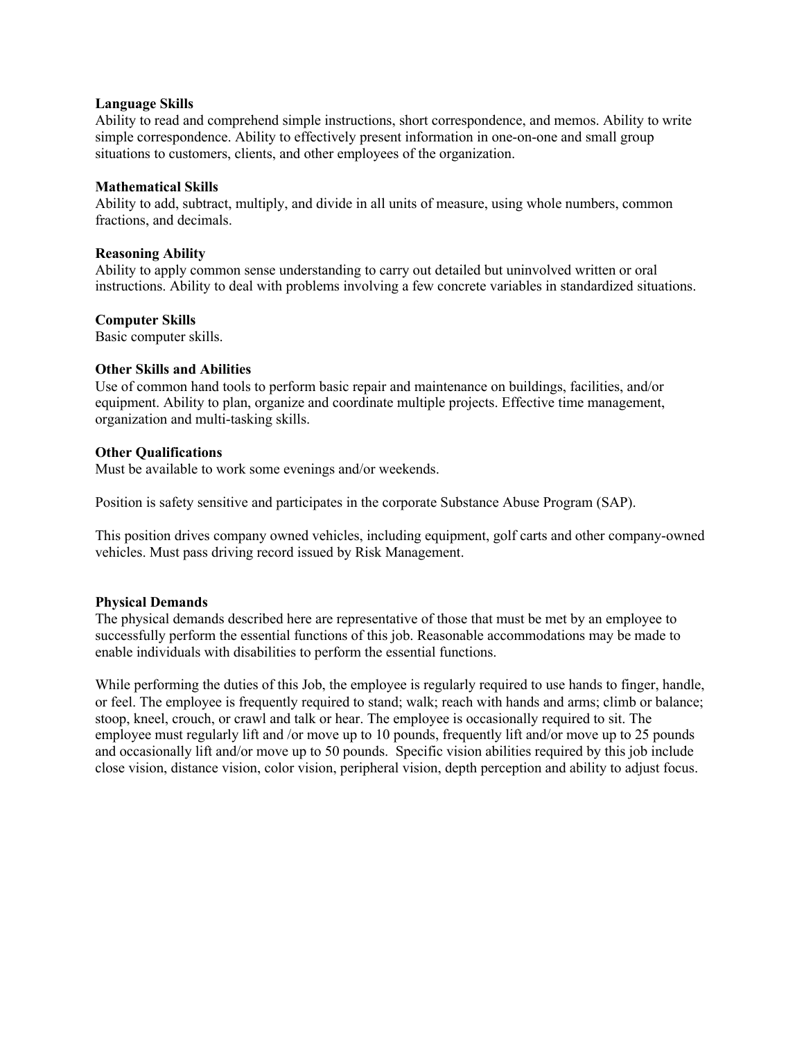**Language Skills**
Ability to read and comprehend simple instructions, short correspondence, and memos. Ability to write simple correspondence. Ability to effectively present information in one-on-one and small group situations to customers, clients, and other employees of the organization.

**Mathematical Skills**
Ability to add, subtract, multiply, and divide in all units of measure, using whole numbers, common fractions, and decimals.

**Reasoning Ability**
Ability to apply common sense understanding to carry out detailed but uninvolved written or oral instructions. Ability to deal with problems involving a few concrete variables in standardized situations.

**Computer Skills**
Basic computer skills.

**Other Skills and Abilities**
Use of common hand tools to perform basic repair and maintenance on buildings, facilities, and/or equipment. Ability to plan, organize and coordinate multiple projects. Effective time management, organization and multi-tasking skills.

**Other Qualifications**
Must be available to work some evenings and/or weekends.

Position is safety sensitive and participates in the corporate Substance Abuse Program (SAP).

This position drives company owned vehicles, including equipment, golf carts and other company-owned vehicles. Must pass driving record issued by Risk Management.

**Physical Demands**
The physical demands described here are representative of those that must be met by an employee to successfully perform the essential functions of this job. Reasonable accommodations may be made to enable individuals with disabilities to perform the essential functions.

While performing the duties of this Job, the employee is regularly required to use hands to finger, handle, or feel. The employee is frequently required to stand; walk; reach with hands and arms; climb or balance; stoop, kneel, crouch, or crawl and talk or hear. The employee is occasionally required to sit. The employee must regularly lift and /or move up to 10 pounds, frequently lift and/or move up to 25 pounds and occasionally lift and/or move up to 50 pounds. Specific vision abilities required by this job include close vision, distance vision, color vision, peripheral vision, depth perception and ability to adjust focus.